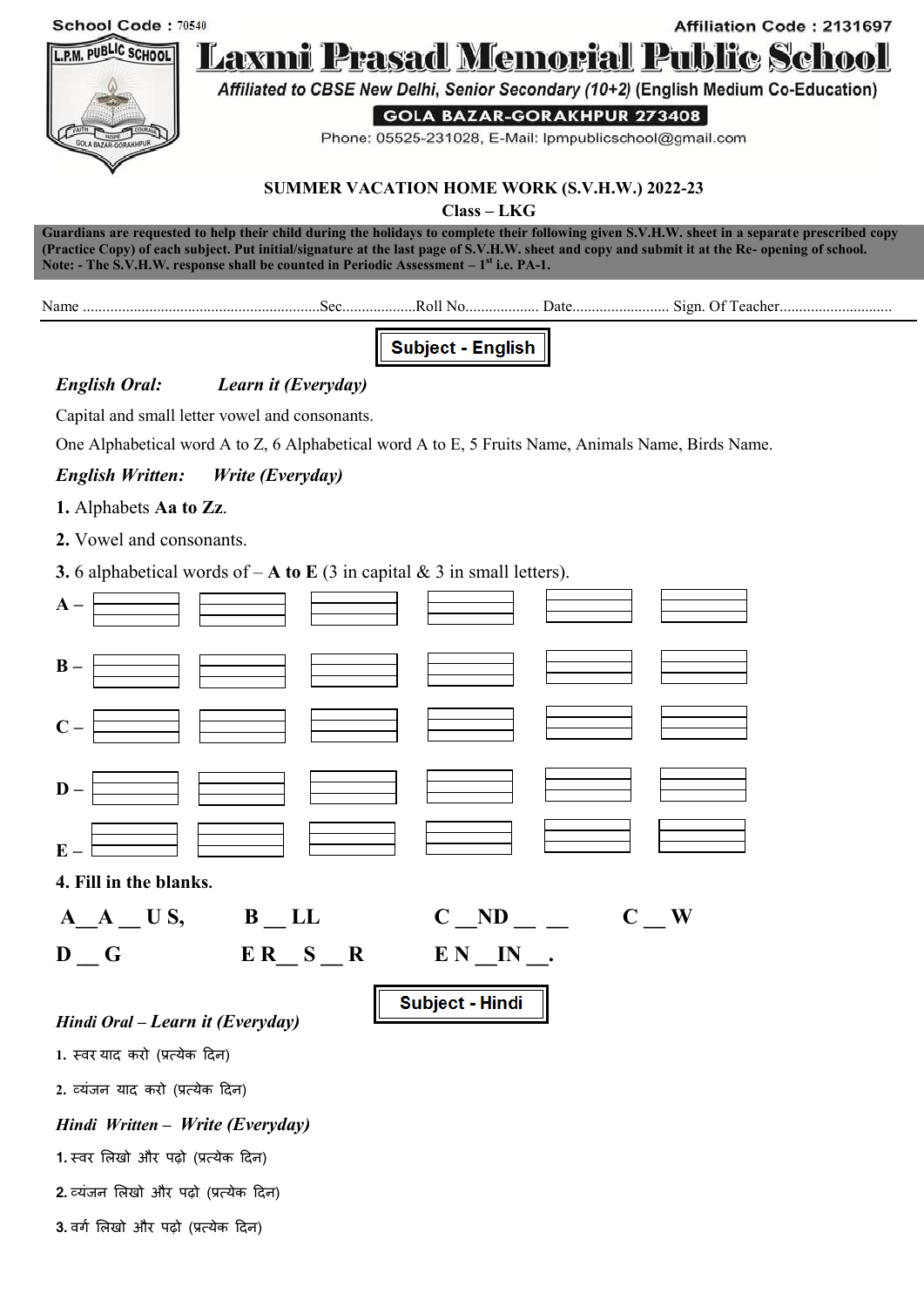School Code : 70540 Affiliation Code : 2131697

# Laxmi Prasad Memorial Public School

*Affiliated to CBSE New Delhi, Senior Secondary (10+2) (English Medium Co-Education)*

**GOLA BAZAR-GORAKHPUR 273408**

Phone: 05525-231028, E-Mail: lpmpublicschool@gmail.com

## SUMMER VACATION HOME WORK (S.V.H.W.) 2022-23

### Class – LKG

**Guardians are requested to help their child during the holidays to complete their following given S.V.H.W. sheet in a separate prescribed copy (Practice Copy) of each subject. Put initial/signature at the last page of S.V.H.W. sheet and copy and submit it at the Re- opening of school.**
**Note: - The S.V.H.W. response shall be counted in Periodic Assessment – 1st i.e. PA-1.**

Name ............................................................Sec..................Roll No.................. Date......................... Sign. Of Teacher.............................

## Subject - English

***English Oral:*** ***Learn it (Everyday)***

Capital and small letter vowel and consonants.

One Alphabetical word A to Z, 6 Alphabetical word A to E, 5 Fruits Name, Animals Name, Birds Name.

***English Written:*** ***Write (Everyday)***

**1.** Alphabets **Aa to Zz**.

**2.** Vowel and consonants.

**3.** 6 alphabetical words of – **A to E** (3 in capital & 3 in small letters).

**A –**

**B –**

**C –**

**D –**

**E –**

**4. Fill in the blanks.**

**A__A __ U S,** **B __ LL** **C __ND __ __** **C __ W**

**D __ G** **E R__ S __ R** **E N __IN __.**

## Subject - Hindi

***Hindi Oral – Learn it (Everyday)***

1. स्वर याद करो (प्रत्येक दिन)
2. व्यंजन याद करो (प्रत्येक दिन)

***Hindi Written – Write (Everyday)***

1. स्वर लिखो और पढ़ो (प्रत्येक दिन)
2. व्यंजन लिखो और पढ़ो (प्रत्येक दिन)
3. वर्ग लिखो और पढ़ो (प्रत्येक दिन)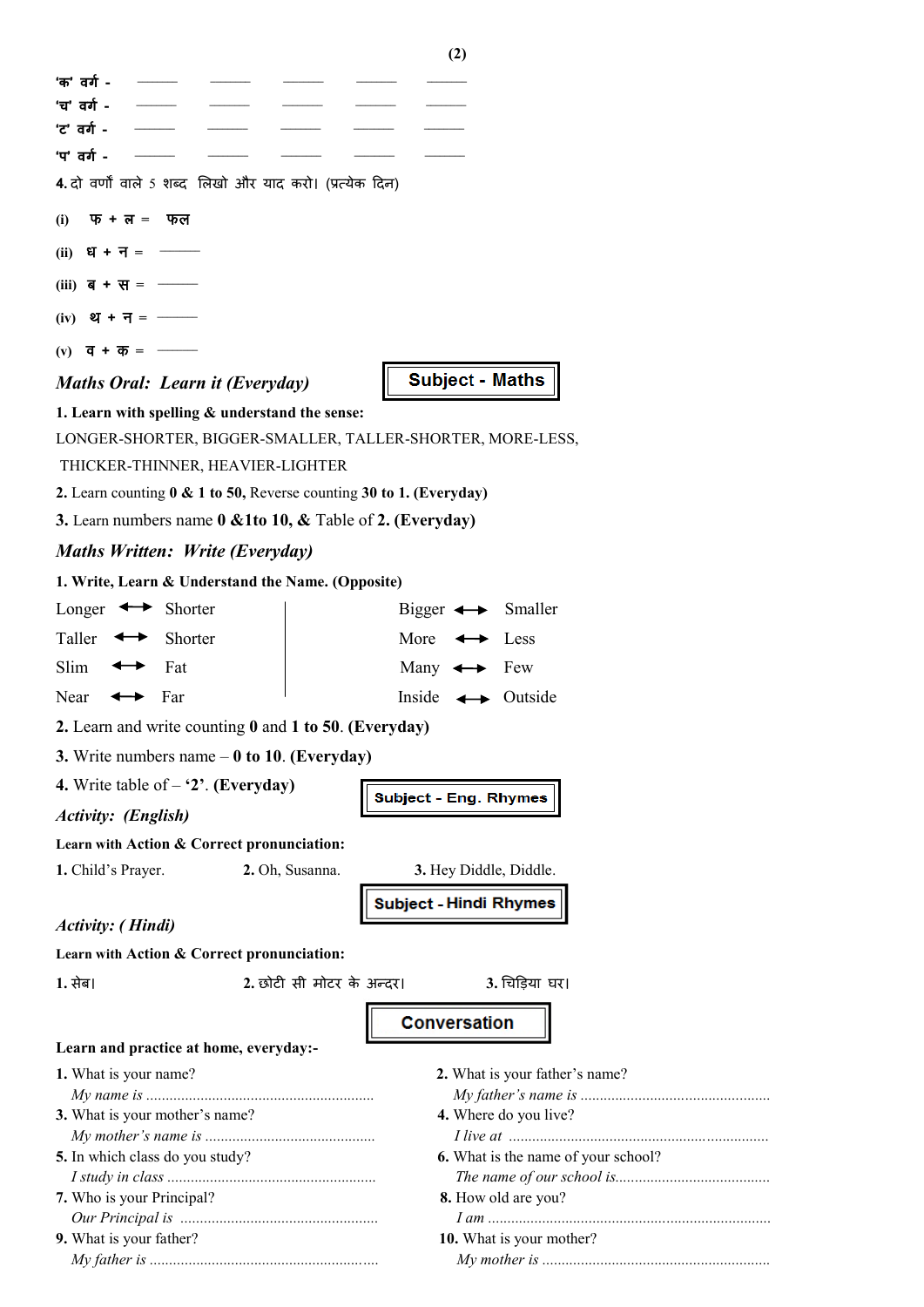'क' वर्ग - \_\_\_\_\_ \_\_\_\_\_ \_\_\_\_\_ \_\_\_\_\_ \_\_\_\_\_

'च' वर्ग - \_\_\_\_\_ \_\_\_\_\_ \_\_\_\_\_ \_\_\_\_\_ \_\_\_\_\_

'ट' वर्ग - \_\_\_\_\_ \_\_\_\_\_ \_\_\_\_\_ \_\_\_\_\_ \_\_\_\_\_

'प' वर्ग - \_\_\_\_\_ \_\_\_\_\_ \_\_\_\_\_ \_\_\_\_\_ \_\_\_\_\_

**4.** दो वर्णों वाले 5 शब्द लिखो और याद करो। (प्रत्येक दिन)

(i) फ + ल = फल

(ii) ध + न = \_\_\_\_\_

(iii) ब + स = \_\_\_\_\_

(iv) थ + न = \_\_\_\_\_

(v) व + क = \_\_\_\_\_

**Subject - Maths**

*Maths Oral: Learn it (Everyday)*

**1. Learn with spelling & understand the sense:**

LONGER-SHORTER, BIGGER-SMALLER, TALLER-SHORTER, MORE-LESS, THICKER-THINNER, HEAVIER-LIGHTER

**2.** Learn counting **0 & 1 to 50,** Reverse counting **30 to 1. (Everyday)**

**3.** Learn numbers name **0 &1to 10, &** Table of **2. (Everyday)**

*Maths Written: Write (Everyday)*

**1. Write, Learn & Understand the Name. (Opposite)**

Longer ↔ Shorter

Taller ↔ Shorter

Slim ↔ Fat

Near ↔ Far

Bigger ↔ Smaller

More ↔ Less

Many ↔ Few

Inside ↔ Outside

**2.** Learn and write counting **0** and **1 to 50**. **(Everyday)**

**3.** Write numbers name – **0 to 10. (Everyday)**

**4.** Write table of – **'2'. (Everyday)**

**Subject - Eng. Rhymes**

*Activity: (English)*

**Learn with Action & Correct pronunciation:**

**1.** Child's Prayer. **2.** Oh, Susanna. **3.** Hey Diddle, Diddle.

**Subject - Hindi Rhymes**

*Activity: ( Hindi)*

**Learn with Action & Correct pronunciation:**

**1.** सेब। **2.** छोटी सी मोटर के अन्दर। **3.** चिड़िया घर।

**Conversation**

**Learn and practice at home, everyday:-**

**1.** What is your name?
*My name is* ..........................................................

**2.** What is your father's name?
*My father's name is* ..................................................

**3.** What is your mother's name?
*My mother's name is* ..........................................

**4.** Where do you live?
*I live at* ..................................................................

**5.** In which class do you study?
*I study in class* ....................................................

**6.** What is the name of your school?
*The name of our school is*........................................

**7.** Who is your Principal?
*Our Principal is* ..................................................

**8.** How old are you?
*I am* .........................................................................

**9.** What is your father?
*My father is* ..........................................................

**10.** What is your mother?
*My mother is* ...........................................................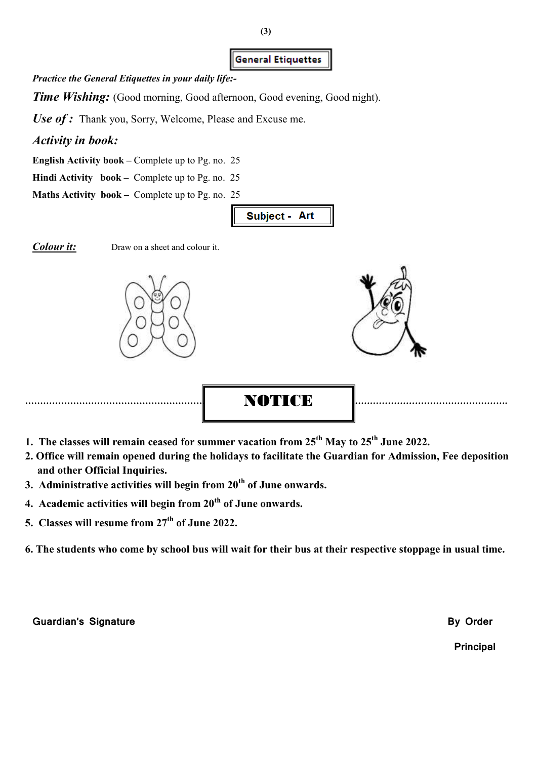## General Etiquettes

***Practice the General Etiquettes in your daily life:-***

***Time Wishing:*** (Good morning, Good afternoon, Good evening, Good night).

***Use of :*** Thank you, Sorry, Welcome, Please and Excuse me.

### *Activity in book:*

**English Activity book –** Complete up to Pg. no. 25

**Hindi Activity book –** Complete up to Pg. no. 25

**Maths Activity book –** Complete up to Pg. no. 25

## Subject - Art

***Colour it:*** Draw on a sheet and colour it.

## NOTICE

1. **The classes will remain ceased for summer vacation from 25th May to 25th June 2022.**
2. **Office will remain opened during the holidays to facilitate the Guardian for Admission, Fee deposition and other Official Inquiries.**
3. **Administrative activities will begin from 20th of June onwards.**
4. **Academic activities will begin from 20th of June onwards.**
5. **Classes will resume from 27th of June 2022.**
6. **The students who come by school bus will wait for their bus at their respective stoppage in usual time.**

**Guardian's Signature**

**By Order**

**Principal**